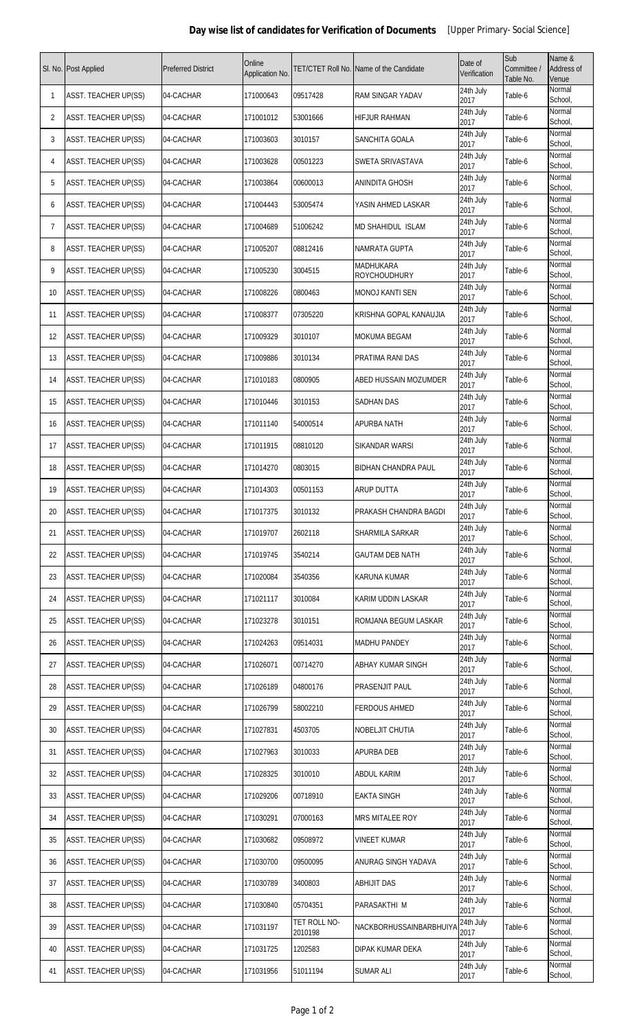**Day wise list of candidates for Verification of Documents** [Upper Primary- Social Science]

| Sl. No. | Post Applied | Preferred District | Online Application No. | TET/CTET Roll No. | Name of the Candidate | Date of Verification | Sub Committee / Table No. | Name & Address of Venue |
|---|---|---|---|---|---|---|---|---|
| 1 | ASST. TEACHER UP(SS) | 04-CACHAR | 171000643 | 09517428 | RAM SINGAR YADAV | 24th July 2017 | Table-6 | Normal School, |
| 2 | ASST. TEACHER UP(SS) | 04-CACHAR | 171001012 | 53001666 | HIFJUR RAHMAN | 24th July 2017 | Table-6 | Normal School, |
| 3 | ASST. TEACHER UP(SS) | 04-CACHAR | 171003603 | 3010157 | SANCHITA GOALA | 24th July 2017 | Table-6 | Normal School, |
| 4 | ASST. TEACHER UP(SS) | 04-CACHAR | 171003628 | 00501223 | SWETA SRIVASTAVA | 24th July 2017 | Table-6 | Normal School, |
| 5 | ASST. TEACHER UP(SS) | 04-CACHAR | 171003864 | 00600013 | ANINDITA GHOSH | 24th July 2017 | Table-6 | Normal School, |
| 6 | ASST. TEACHER UP(SS) | 04-CACHAR | 171004443 | 53005474 | YASIN AHMED LASKAR | 24th July 2017 | Table-6 | Normal School, |
| 7 | ASST. TEACHER UP(SS) | 04-CACHAR | 171004689 | 51006242 | MD SHAHIDUL ISLAM | 24th July 2017 | Table-6 | Normal School, |
| 8 | ASST. TEACHER UP(SS) | 04-CACHAR | 171005207 | 08812416 | NAMRATA GUPTA | 24th July 2017 | Table-6 | Normal School, |
| 9 | ASST. TEACHER UP(SS) | 04-CACHAR | 171005230 | 3004515 | MADHUKARA ROYCHOUDHURY | 24th July 2017 | Table-6 | Normal School, |
| 10 | ASST. TEACHER UP(SS) | 04-CACHAR | 171008226 | 0800463 | MONOJ KANTI SEN | 24th July 2017 | Table-6 | Normal School, |
| 11 | ASST. TEACHER UP(SS) | 04-CACHAR | 171008377 | 07305220 | KRISHNA GOPAL KANAUJIA | 24th July 2017 | Table-6 | Normal School, |
| 12 | ASST. TEACHER UP(SS) | 04-CACHAR | 171009329 | 3010107 | MOKUMA BEGAM | 24th July 2017 | Table-6 | Normal School, |
| 13 | ASST. TEACHER UP(SS) | 04-CACHAR | 171009886 | 3010134 | PRATIMA RANI DAS | 24th July 2017 | Table-6 | Normal School, |
| 14 | ASST. TEACHER UP(SS) | 04-CACHAR | 171010183 | 0800905 | ABED HUSSAIN MOZUMDER | 24th July 2017 | Table-6 | Normal School, |
| 15 | ASST. TEACHER UP(SS) | 04-CACHAR | 171010446 | 3010153 | SADHAN DAS | 24th July 2017 | Table-6 | Normal School, |
| 16 | ASST. TEACHER UP(SS) | 04-CACHAR | 171011140 | 54000514 | APURBA NATH | 24th July 2017 | Table-6 | Normal School, |
| 17 | ASST. TEACHER UP(SS) | 04-CACHAR | 171011915 | 08810120 | SIKANDAR WARSI | 24th July 2017 | Table-6 | Normal School, |
| 18 | ASST. TEACHER UP(SS) | 04-CACHAR | 171014270 | 0803015 | BIDHAN CHANDRA PAUL | 24th July 2017 | Table-6 | Normal School, |
| 19 | ASST. TEACHER UP(SS) | 04-CACHAR | 171014303 | 00501153 | ARUP DUTTA | 24th July 2017 | Table-6 | Normal School, |
| 20 | ASST. TEACHER UP(SS) | 04-CACHAR | 171017375 | 3010132 | PRAKASH CHANDRA BAGDI | 24th July 2017 | Table-6 | Normal School, |
| 21 | ASST. TEACHER UP(SS) | 04-CACHAR | 171019707 | 2602118 | SHARMILA SARKAR | 24th July 2017 | Table-6 | Normal School, |
| 22 | ASST. TEACHER UP(SS) | 04-CACHAR | 171019745 | 3540214 | GAUTAM DEB NATH | 24th July 2017 | Table-6 | Normal School, |
| 23 | ASST. TEACHER UP(SS) | 04-CACHAR | 171020084 | 3540356 | KARUNA KUMAR | 24th July 2017 | Table-6 | Normal School, |
| 24 | ASST. TEACHER UP(SS) | 04-CACHAR | 171021117 | 3010084 | KARIM UDDIN LASKAR | 24th July 2017 | Table-6 | Normal School, |
| 25 | ASST. TEACHER UP(SS) | 04-CACHAR | 171023278 | 3010151 | ROMJANA BEGUM LASKAR | 24th July 2017 | Table-6 | Normal School, |
| 26 | ASST. TEACHER UP(SS) | 04-CACHAR | 171024263 | 09514031 | MADHU PANDEY | 24th July 2017 | Table-6 | Normal School, |
| 27 | ASST. TEACHER UP(SS) | 04-CACHAR | 171026071 | 00714270 | ABHAY KUMAR SINGH | 24th July 2017 | Table-6 | Normal School, |
| 28 | ASST. TEACHER UP(SS) | 04-CACHAR | 171026189 | 04800176 | PRASENJIT PAUL | 24th July 2017 | Table-6 | Normal School, |
| 29 | ASST. TEACHER UP(SS) | 04-CACHAR | 171026799 | 58002210 | FERDOUS AHMED | 24th July 2017 | Table-6 | Normal School, |
| 30 | ASST. TEACHER UP(SS) | 04-CACHAR | 171027831 | 4503705 | NOBELJIT CHUTIA | 24th July 2017 | Table-6 | Normal School, |
| 31 | ASST. TEACHER UP(SS) | 04-CACHAR | 171027963 | 3010033 | APURBA DEB | 24th July 2017 | Table-6 | Normal School, |
| 32 | ASST. TEACHER UP(SS) | 04-CACHAR | 171028325 | 3010010 | ABDUL KARIM | 24th July 2017 | Table-6 | Normal School, |
| 33 | ASST. TEACHER UP(SS) | 04-CACHAR | 171029206 | 00718910 | EAKTA SINGH | 24th July 2017 | Table-6 | Normal School, |
| 34 | ASST. TEACHER UP(SS) | 04-CACHAR | 171030291 | 07000163 | MRS MITALEE ROY | 24th July 2017 | Table-6 | Normal School, |
| 35 | ASST. TEACHER UP(SS) | 04-CACHAR | 171030682 | 09508972 | VINEET KUMAR | 24th July 2017 | Table-6 | Normal School, |
| 36 | ASST. TEACHER UP(SS) | 04-CACHAR | 171030700 | 09500095 | ANURAG SINGH YADAVA | 24th July 2017 | Table-6 | Normal School, |
| 37 | ASST. TEACHER UP(SS) | 04-CACHAR | 171030789 | 3400803 | ABHIJIT DAS | 24th July 2017 | Table-6 | Normal School, |
| 38 | ASST. TEACHER UP(SS) | 04-CACHAR | 171030840 | 05704351 | PARASAKTHI M | 24th July 2017 | Table-6 | Normal School, |
| 39 | ASST. TEACHER UP(SS) | 04-CACHAR | 171031197 | TET ROLL NO-2010198 | NACKBORHUSSAINBARBHUIYA | 24th July 2017 | Table-6 | Normal School, |
| 40 | ASST. TEACHER UP(SS) | 04-CACHAR | 171031725 | 1202583 | DIPAK KUMAR DEKA | 24th July 2017 | Table-6 | Normal School, |
| 41 | ASST. TEACHER UP(SS) | 04-CACHAR | 171031956 | 51011194 | SUMAR ALI | 24th July 2017 | Table-6 | Normal School, |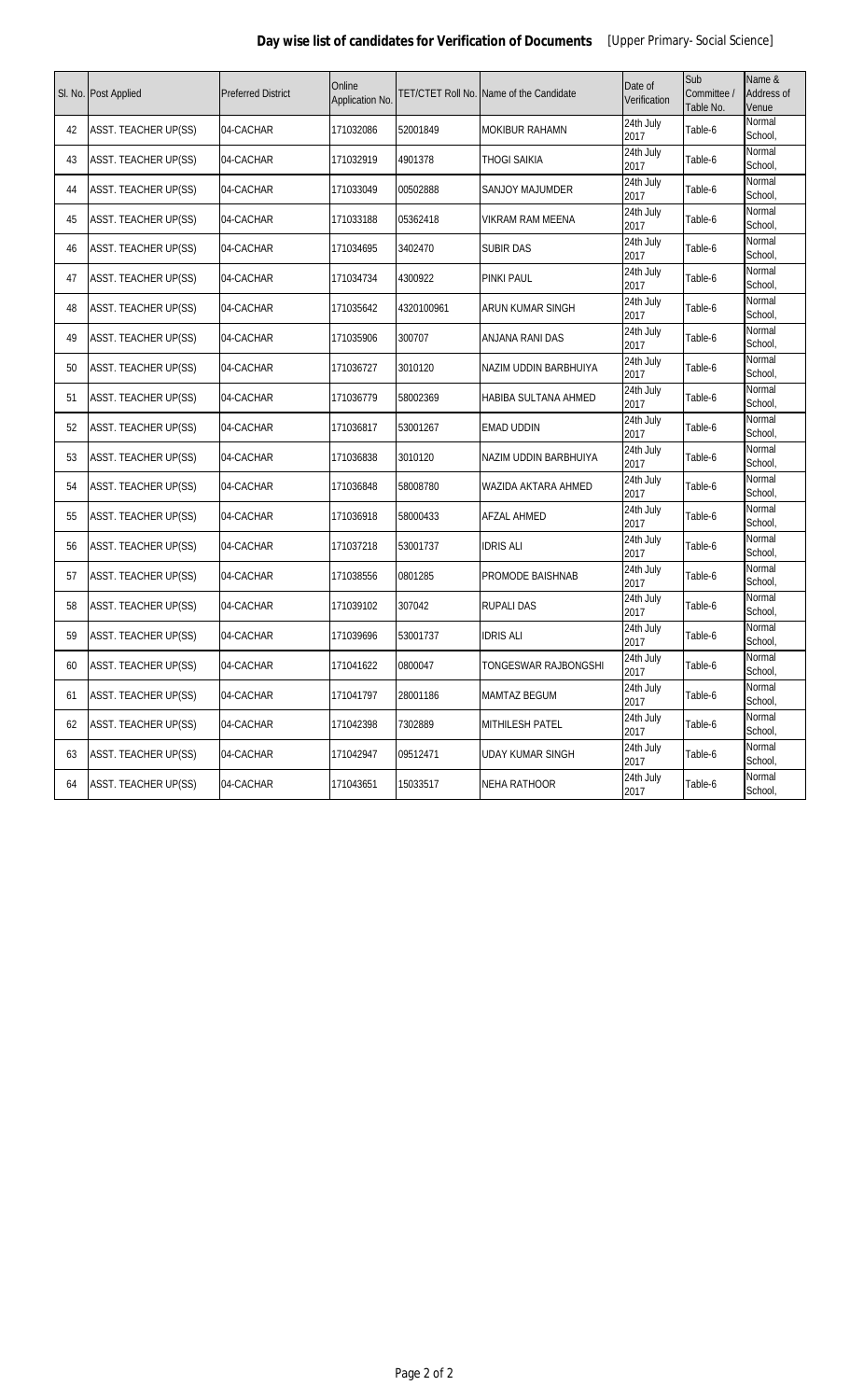**Day wise list of candidates for Verification of Documents** [Upper Primary- Social Science]

| Sl. No. | Post Applied | Preferred District | Online Application No. | TET/CTET Roll No. | Name of the Candidate | Date of Verification | Sub Committee / Table No. | Name & Address of Venue |
|---|---|---|---|---|---|---|---|---|
| 42 | ASST. TEACHER UP(SS) | 04-CACHAR | 171032086 | 52001849 | MOKIBUR RAHAMN | 24th July 2017 | Table-6 | Normal School, |
| 43 | ASST. TEACHER UP(SS) | 04-CACHAR | 171032919 | 4901378 | THOGI SAIKIA | 24th July 2017 | Table-6 | Normal School, |
| 44 | ASST. TEACHER UP(SS) | 04-CACHAR | 171033049 | 00502888 | SANJOY MAJUMDER | 24th July 2017 | Table-6 | Normal School, |
| 45 | ASST. TEACHER UP(SS) | 04-CACHAR | 171033188 | 05362418 | VIKRAM RAM MEENA | 24th July 2017 | Table-6 | Normal School, |
| 46 | ASST. TEACHER UP(SS) | 04-CACHAR | 171034695 | 3402470 | SUBIR DAS | 24th July 2017 | Table-6 | Normal School, |
| 47 | ASST. TEACHER UP(SS) | 04-CACHAR | 171034734 | 4300922 | PINKI PAUL | 24th July 2017 | Table-6 | Normal School, |
| 48 | ASST. TEACHER UP(SS) | 04-CACHAR | 171035642 | 4320100961 | ARUN KUMAR SINGH | 24th July 2017 | Table-6 | Normal School, |
| 49 | ASST. TEACHER UP(SS) | 04-CACHAR | 171035906 | 300707 | ANJANA RANI DAS | 24th July 2017 | Table-6 | Normal School, |
| 50 | ASST. TEACHER UP(SS) | 04-CACHAR | 171036727 | 3010120 | NAZIM UDDIN BARBHUIYA | 24th July 2017 | Table-6 | Normal School, |
| 51 | ASST. TEACHER UP(SS) | 04-CACHAR | 171036779 | 58002369 | HABIBA SULTANA AHMED | 24th July 2017 | Table-6 | Normal School, |
| 52 | ASST. TEACHER UP(SS) | 04-CACHAR | 171036817 | 53001267 | EMAD UDDIN | 24th July 2017 | Table-6 | Normal School, |
| 53 | ASST. TEACHER UP(SS) | 04-CACHAR | 171036838 | 3010120 | NAZIM UDDIN BARBHUIYA | 24th July 2017 | Table-6 | Normal School, |
| 54 | ASST. TEACHER UP(SS) | 04-CACHAR | 171036848 | 58008780 | WAZIDA AKTARA AHMED | 24th July 2017 | Table-6 | Normal School, |
| 55 | ASST. TEACHER UP(SS) | 04-CACHAR | 171036918 | 58000433 | AFZAL AHMED | 24th July 2017 | Table-6 | Normal School, |
| 56 | ASST. TEACHER UP(SS) | 04-CACHAR | 171037218 | 53001737 | IDRIS ALI | 24th July 2017 | Table-6 | Normal School, |
| 57 | ASST. TEACHER UP(SS) | 04-CACHAR | 171038556 | 0801285 | PROMODE BAISHNAB | 24th July 2017 | Table-6 | Normal School, |
| 58 | ASST. TEACHER UP(SS) | 04-CACHAR | 171039102 | 307042 | RUPALI DAS | 24th July 2017 | Table-6 | Normal School, |
| 59 | ASST. TEACHER UP(SS) | 04-CACHAR | 171039696 | 53001737 | IDRIS ALI | 24th July 2017 | Table-6 | Normal School, |
| 60 | ASST. TEACHER UP(SS) | 04-CACHAR | 171041622 | 0800047 | TONGESWAR RAJBONGSHI | 24th July 2017 | Table-6 | Normal School, |
| 61 | ASST. TEACHER UP(SS) | 04-CACHAR | 171041797 | 28001186 | MAMTAZ BEGUM | 24th July 2017 | Table-6 | Normal School, |
| 62 | ASST. TEACHER UP(SS) | 04-CACHAR | 171042398 | 7302889 | MITHILESH PATEL | 24th July 2017 | Table-6 | Normal School, |
| 63 | ASST. TEACHER UP(SS) | 04-CACHAR | 171042947 | 09512471 | UDAY KUMAR SINGH | 24th July 2017 | Table-6 | Normal School, |
| 64 | ASST. TEACHER UP(SS) | 04-CACHAR | 171043651 | 15033517 | NEHA RATHOOR | 24th July 2017 | Table-6 | Normal School, |